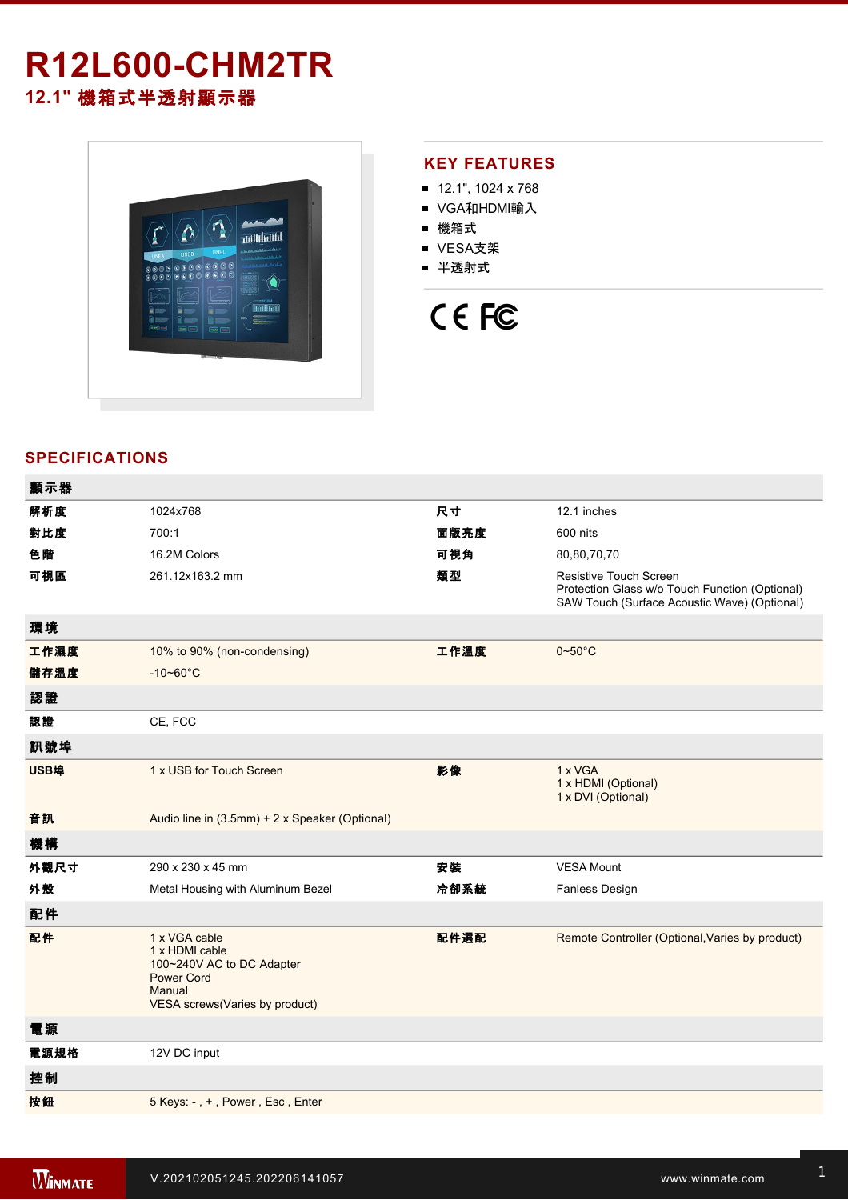# R12L600-CHM2TR

## 12.1" 機箱式半透射顯示器

## KEY FEATURES

- 12.1", 1024 x 768
- VGA和HDMI輸入
- 機箱式
- VESA支架
- 半透射式

## SPECIFICATIONS

| 顯示器 | | | |
|---|---|---|---|
| 解析度 | 1024x768 | 尺寸 | 12.1 inches |
| 對比度 | 700:1 | 面版亮度 | 600 nits |
| 色階 | 16.2M Colors | 可視角 | 80,80,70,70 |
| 可視區 | 261.12x163.2 mm | 類型 | Resistive Touch Screen<br>Protection Glass w/o Touch Function (Optional)<br>SAW Touch (Surface Acoustic Wave) (Optional) |
| **環境** | | | |
| 工作濕度 | 10% to 90% (non-condensing) | 工作溫度 | 0~50°C |
| 儲存溫度 | -10~60°C | | |
| **認證** | | | |
| 認證 | CE, FCC | | |
| **訊號埠** | | | |
| USB埠 | 1 x USB for Touch Screen | 影像 | 1 x VGA<br>1 x HDMI (Optional)<br>1 x DVI (Optional) |
| 音訊 | Audio line in (3.5mm) + 2 x Speaker (Optional) | | |
| **機構** | | | |
| 外觀尺寸 | 290 x 230 x 45 mm | 安裝 | VESA Mount |
| 外殼 | Metal Housing with Aluminum Bezel | 冷卻系統 | Fanless Design |
| **配件** | | | |
| 配件 | 1 x VGA cable<br>1 x HDMI cable<br>100~240V AC to DC Adapter<br>Power Cord<br>Manual<br>VESA screws(Varies by product) | 配件選配 | Remote Controller (Optional,Varies by product) |
| **電源** | | | |
| 電源規格 | 12V DC input | | |
| **控制** | | | |
| 按鈕 | 5 Keys: - , + , Power , Esc , Enter | | |

V.202102051245.202206141057

www.winmate.com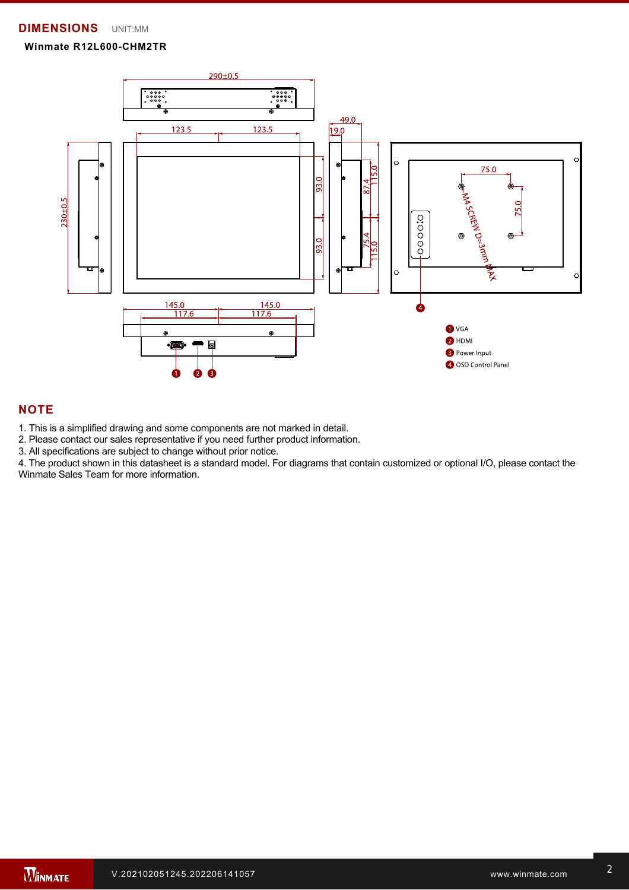## DIMENSIONS UNIT:MM

**Winmate R12L600-CHM2TR**

290±0.5
123.5
123.5
49.0
19.0
230±0.5
93.0
93.0
87.4
115.0
75.4
115.0
75.0
75.0
M4 SCREW D=3mm MAX
145.0
145.0
117.6
117.6

1 VGA
2 HDMI
3 Power Input
4 OSD Control Panel

## NOTE

1. This is a simplified drawing and some components are not marked in detail.
2. Please contact our sales representative if you need further product information.
3. All specifications are subject to change without prior notice.
4. The product shown in this datasheet is a standard model. For diagrams that contain customized or optional I/O, please contact the Winmate Sales Team for more information.